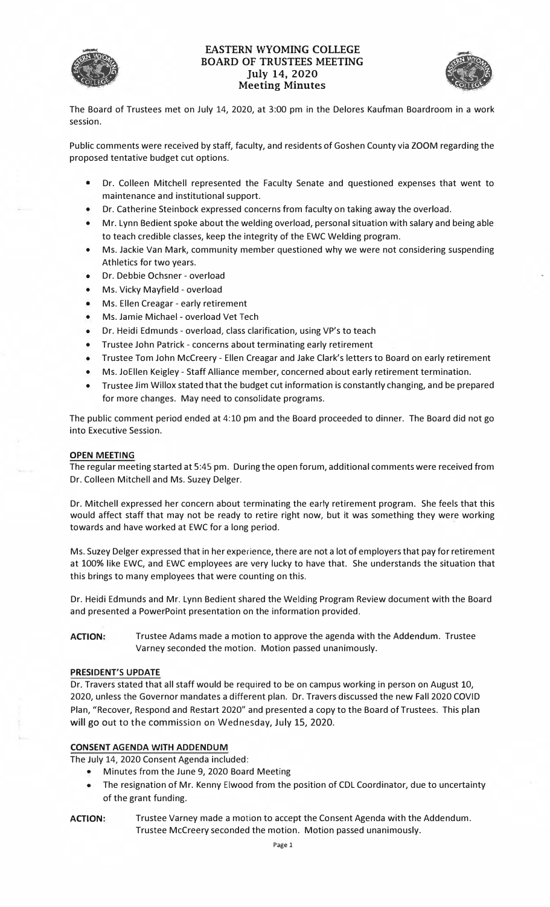# EASTERN WYOMING COLLEGE
# BOARD OF TRUSTEES MEETING
## July 14, 2020
## Meeting Minutes

The Board of Trustees met on July 14, 2020, at 3:00 pm in the Delores Kaufman Boardroom in a work session.

Public comments were received by staff, faculty, and residents of Goshen County via ZOOM regarding the proposed tentative budget cut options.

- Dr. Colleen Mitchell represented the Faculty Senate and questioned expenses that went to maintenance and institutional support.
- Dr. Catherine Steinbock expressed concerns from faculty on taking away the overload.
- Mr. Lynn Bedient spoke about the welding overload, personal situation with salary and being able to teach credible classes, keep the integrity of the EWC Welding program.
- Ms. Jackie Van Mark, community member questioned why we were not considering suspending Athletics for two years.
- Dr. Debbie Ochsner - overload
- Ms. Vicky Mayfield - overload
- Ms. Ellen Creagar - early retirement
- Ms. Jamie Michael - overload Vet Tech
- Dr. Heidi Edmunds - overload, class clarification, using VP's to teach
- Trustee John Patrick - concerns about terminating early retirement
- Trustee Tom John McCreery - Ellen Creagar and Jake Clark's letters to Board on early retirement
- Ms. JoEllen Keigley - Staff Alliance member, concerned about early retirement termination.
- Trustee Jim Willox stated that the budget cut information is constantly changing, and be prepared for more changes. May need to consolidate programs.

The public comment period ended at 4:10 pm and the Board proceeded to dinner. The Board did not go into Executive Session.

**OPEN MEETING**

The regular meeting started at 5:45 pm. During the open forum, additional comments were received from Dr. Colleen Mitchell and Ms. Suzey Delger.

Dr. Mitchell expressed her concern about terminating the early retirement program. She feels that this would affect staff that may not be ready to retire right now, but it was something they were working towards and have worked at EWC for a long period.

Ms. Suzey Delger expressed that in her experience, there are not a lot of employers that pay for retirement at 100% like EWC, and EWC employees are very lucky to have that. She understands the situation that this brings to many employees that were counting on this.

Dr. Heidi Edmunds and Mr. Lynn Bedient shared the Welding Program Review document with the Board and presented a PowerPoint presentation on the information provided.

**ACTION:** Trustee Adams made a motion to approve the agenda with the Addendum. Trustee Varney seconded the motion. Motion passed unanimously.

**PRESIDENT'S UPDATE**

Dr. Travers stated that all staff would be required to be on campus working in person on August 10, 2020, unless the Governor mandates a different plan. Dr. Travers discussed the new Fall 2020 COVID Plan, "Recover, Respond and Restart 2020" and presented a copy to the Board of Trustees. This plan will go out to the commission on Wednesday, July 15, 2020.

**CONSENT AGENDA WITH ADDENDUM**

The July 14, 2020 Consent Agenda included:

- Minutes from the June 9, 2020 Board Meeting
- The resignation of Mr. Kenny Elwood from the position of CDL Coordinator, due to uncertainty of the grant funding.

**ACTION:** Trustee Varney made a motion to accept the Consent Agenda with the Addendum. Trustee McCreery seconded the motion. Motion passed unanimously.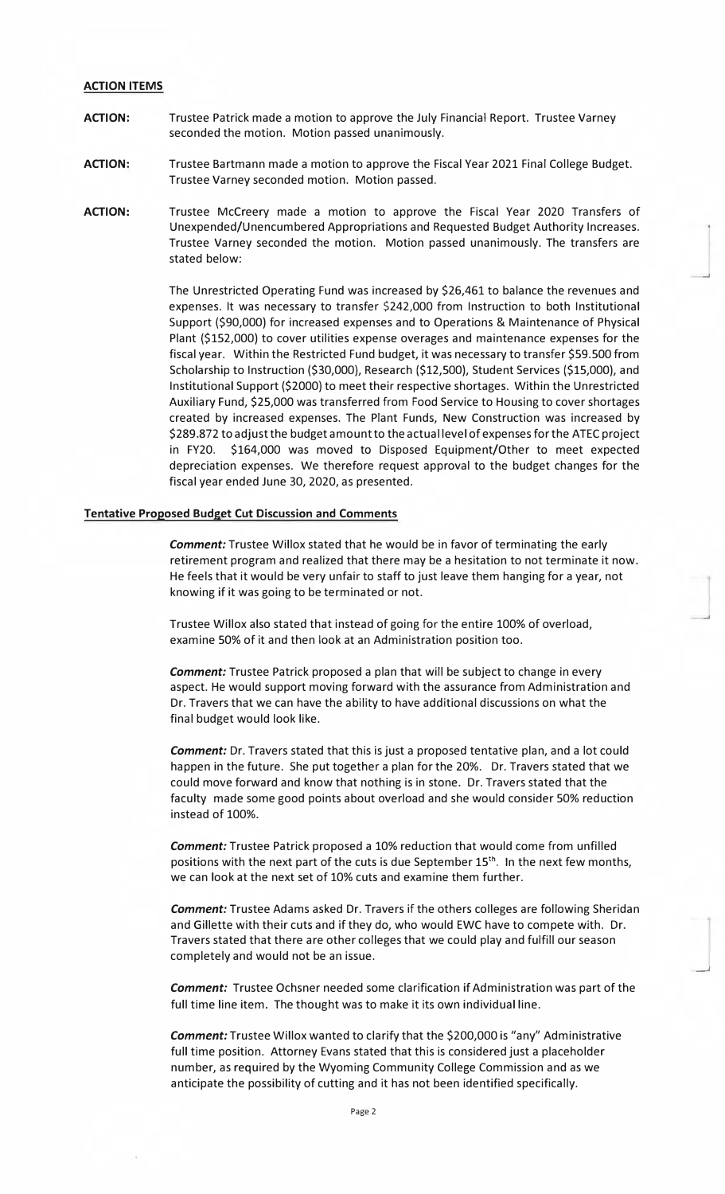**ACTION ITEMS**

**ACTION:** Trustee Patrick made a motion to approve the July Financial Report. Trustee Varney seconded the motion. Motion passed unanimously.

**ACTION:** Trustee Bartmann made a motion to approve the Fiscal Year 2021 Final College Budget. Trustee Varney seconded motion. Motion passed.

**ACTION:** Trustee McCreery made a motion to approve the Fiscal Year 2020 Transfers of Unexpended/Unencumbered Appropriations and Requested Budget Authority Increases. Trustee Varney seconded the motion. Motion passed unanimously. The transfers are stated below:

The Unrestricted Operating Fund was increased by $26,461 to balance the revenues and expenses. It was necessary to transfer $242,000 from Instruction to both Institutional Support ($90,000) for increased expenses and to Operations & Maintenance of Physical Plant ($152,000) to cover utilities expense overages and maintenance expenses for the fiscal year. Within the Restricted Fund budget, it was necessary to transfer $59.500 from Scholarship to Instruction ($30,000), Research ($12,500), Student Services ($15,000), and Institutional Support ($2000) to meet their respective shortages. Within the Unrestricted Auxiliary Fund, $25,000 was transferred from Food Service to Housing to cover shortages created by increased expenses. The Plant Funds, New Construction was increased by $289.872 to adjust the budget amount to the actual level of expenses for the ATEC project in FY20. $164,000 was moved to Disposed Equipment/Other to meet expected depreciation expenses. We therefore request approval to the budget changes for the fiscal year ended June 30, 2020, as presented.

**Tentative Proposed Budget Cut Discussion and Comments**

***Comment:*** Trustee Willox stated that he would be in favor of terminating the early retirement program and realized that there may be a hesitation to not terminate it now. He feels that it would be very unfair to staff to just leave them hanging for a year, not knowing if it was going to be terminated or not.

Trustee Willox also stated that instead of going for the entire 100% of overload, examine 50% of it and then look at an Administration position too.

***Comment:*** Trustee Patrick proposed a plan that will be subject to change in every aspect. He would support moving forward with the assurance from Administration and Dr. Travers that we can have the ability to have additional discussions on what the final budget would look like.

***Comment:*** Dr. Travers stated that this is just a proposed tentative plan, and a lot could happen in the future. She put together a plan for the 20%. Dr. Travers stated that we could move forward and know that nothing is in stone. Dr. Travers stated that the faculty made some good points about overload and she would consider 50% reduction instead of 100%.

***Comment:*** Trustee Patrick proposed a 10% reduction that would come from unfilled positions with the next part of the cuts is due September 15th. In the next few months, we can look at the next set of 10% cuts and examine them further.

***Comment:*** Trustee Adams asked Dr. Travers if the others colleges are following Sheridan and Gillette with their cuts and if they do, who would EWC have to compete with. Dr. Travers stated that there are other colleges that we could play and fulfill our season completely and would not be an issue.

***Comment:*** Trustee Ochsner needed some clarification if Administration was part of the full time line item. The thought was to make it its own individual line.

***Comment:*** Trustee Willox wanted to clarify that the $200,000 is "any" Administrative full time position. Attorney Evans stated that this is considered just a placeholder number, as required by the Wyoming Community College Commission and as we anticipate the possibility of cutting and it has not been identified specifically.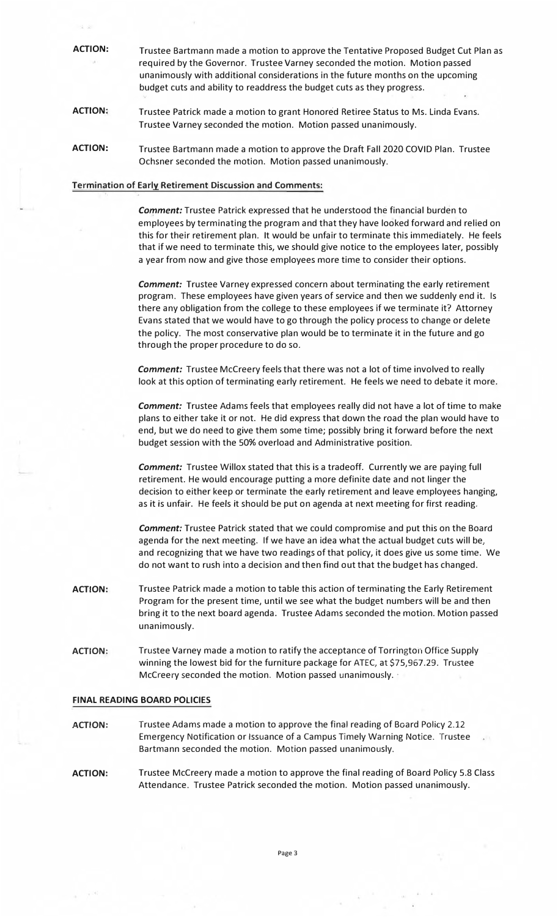**ACTION:** Trustee Bartmann made a motion to approve the Tentative Proposed Budget Cut Plan as required by the Governor. Trustee Varney seconded the motion. Motion passed unanimously with additional considerations in the future months on the upcoming budget cuts and ability to readdress the budget cuts as they progress.

**ACTION:** Trustee Patrick made a motion to grant Honored Retiree Status to Ms. Linda Evans. Trustee Varney seconded the motion. Motion passed unanimously.

**ACTION:** Trustee Bartmann made a motion to approve the Draft Fall 2020 COVID Plan. Trustee Ochsner seconded the motion. Motion passed unanimously.

**Termination of Early Retirement Discussion and Comments:**

***Comment:*** Trustee Patrick expressed that he understood the financial burden to employees by terminating the program and that they have looked forward and relied on this for their retirement plan. It would be unfair to terminate this immediately. He feels that if we need to terminate this, we should give notice to the employees later, possibly a year from now and give those employees more time to consider their options.

***Comment:*** Trustee Varney expressed concern about terminating the early retirement program. These employees have given years of service and then we suddenly end it. Is there any obligation from the college to these employees if we terminate it? Attorney Evans stated that we would have to go through the policy process to change or delete the policy. The most conservative plan would be to terminate it in the future and go through the proper procedure to do so.

***Comment:*** Trustee McCreery feels that there was not a lot of time involved to really look at this option of terminating early retirement. He feels we need to debate it more.

***Comment:*** Trustee Adams feels that employees really did not have a lot of time to make plans to either take it or not. He did express that down the road the plan would have to end, but we do need to give them some time; possibly bring it forward before the next budget session with the 50% overload and Administrative position.

***Comment:*** Trustee Willox stated that this is a tradeoff. Currently we are paying full retirement. He would encourage putting a more definite date and not linger the decision to either keep or terminate the early retirement and leave employees hanging, as it is unfair. He feels it should be put on agenda at next meeting for first reading.

***Comment:*** Trustee Patrick stated that we could compromise and put this on the Board agenda for the next meeting. If we have an idea what the actual budget cuts will be, and recognizing that we have two readings of that policy, it does give us some time. We do not want to rush into a decision and then find out that the budget has changed.

**ACTION:** Trustee Patrick made a motion to table this action of terminating the Early Retirement Program for the present time, until we see what the budget numbers will be and then bring it to the next board agenda. Trustee Adams seconded the motion. Motion passed unanimously.

**ACTION:** Trustee Varney made a motion to ratify the acceptance of Torrington Office Supply winning the lowest bid for the furniture package for ATEC, at $75,967.29. Trustee McCreery seconded the motion. Motion passed unanimously.

**FINAL READING BOARD POLICIES**

**ACTION:** Trustee Adams made a motion to approve the final reading of Board Policy 2.12 Emergency Notification or Issuance of a Campus Timely Warning Notice. Trustee Bartmann seconded the motion. Motion passed unanimously.

**ACTION:** Trustee McCreery made a motion to approve the final reading of Board Policy 5.8 Class Attendance. Trustee Patrick seconded the motion. Motion passed unanimously.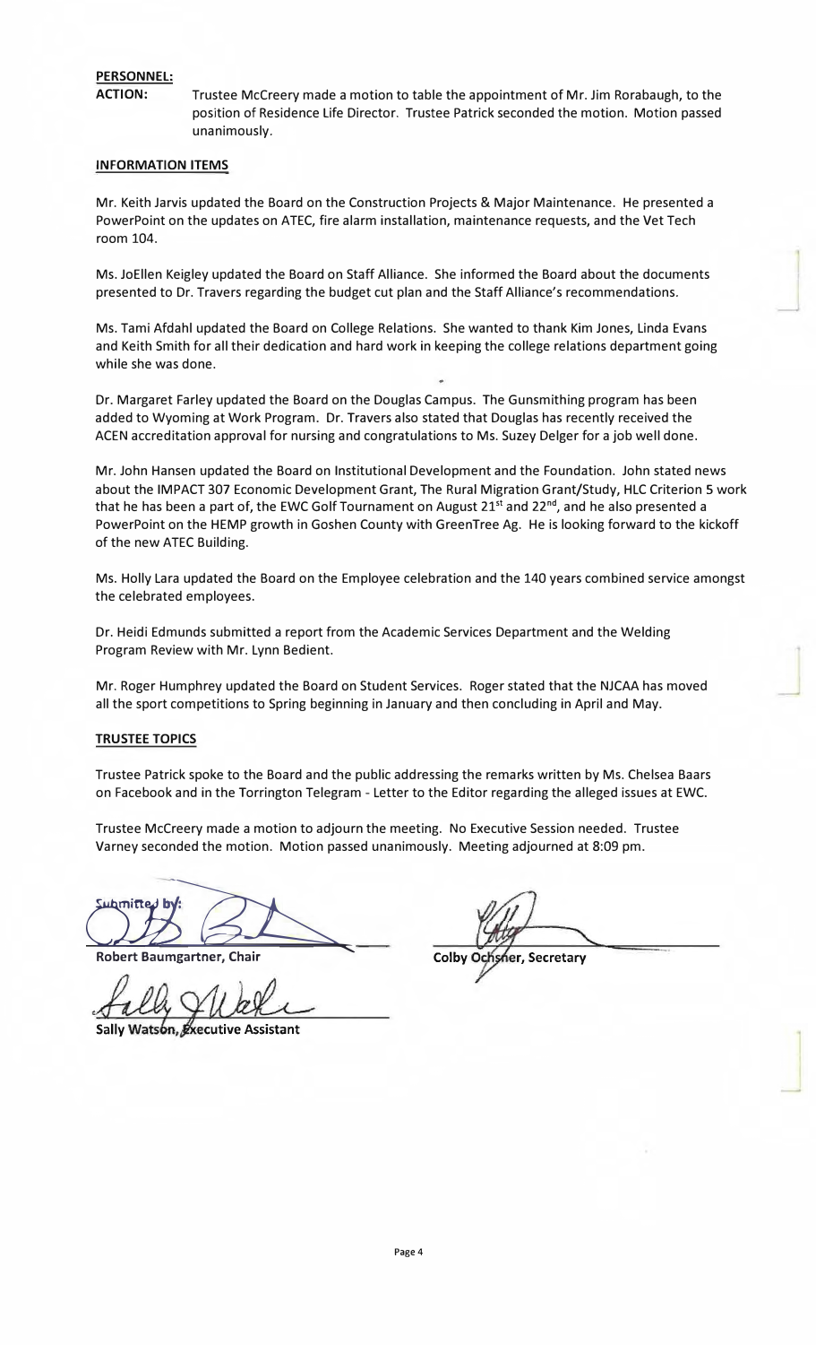**PERSONNEL:**

**ACTION:** Trustee McCreery made a motion to table the appointment of Mr. Jim Rorabaugh, to the position of Residence Life Director. Trustee Patrick seconded the motion. Motion passed unanimously.

**INFORMATION ITEMS**

Mr. Keith Jarvis updated the Board on the Construction Projects & Major Maintenance. He presented a PowerPoint on the updates on ATEC, fire alarm installation, maintenance requests, and the Vet Tech room 104.

Ms. JoEllen Keigley updated the Board on Staff Alliance. She informed the Board about the documents presented to Dr. Travers regarding the budget cut plan and the Staff Alliance's recommendations.

Ms. Tami Afdahl updated the Board on College Relations. She wanted to thank Kim Jones, Linda Evans and Keith Smith for all their dedication and hard work in keeping the college relations department going while she was done.

Dr. Margaret Farley updated the Board on the Douglas Campus. The Gunsmithing program has been added to Wyoming at Work Program. Dr. Travers also stated that Douglas has recently received the ACEN accreditation approval for nursing and congratulations to Ms. Suzey Delger for a job well done.

Mr. John Hansen updated the Board on Institutional Development and the Foundation. John stated news about the IMPACT 307 Economic Development Grant, The Rural Migration Grant/Study, HLC Criterion 5 work that he has been a part of, the EWC Golf Tournament on August 21st and 22nd, and he also presented a PowerPoint on the HEMP growth in Goshen County with GreenTree Ag. He is looking forward to the kickoff of the new ATEC Building.

Ms. Holly Lara updated the Board on the Employee celebration and the 140 years combined service amongst the celebrated employees.

Dr. Heidi Edmunds submitted a report from the Academic Services Department and the Welding Program Review with Mr. Lynn Bedient.

Mr. Roger Humphrey updated the Board on Student Services. Roger stated that the NJCAA has moved all the sport competitions to Spring beginning in January and then concluding in April and May.

**TRUSTEE TOPICS**

Trustee Patrick spoke to the Board and the public addressing the remarks written by Ms. Chelsea Baars on Facebook and in the Torrington Telegram - Letter to the Editor regarding the alleged issues at EWC.

Trustee McCreery made a motion to adjourn the meeting. No Executive Session needed. Trustee Varney seconded the motion. Motion passed unanimously. Meeting adjourned at 8:09 pm.

Submitted by:

**Robert Baumgartner, Chair**

**Colby Ochsner, Secretary**

**Sally Watson, Executive Assistant**